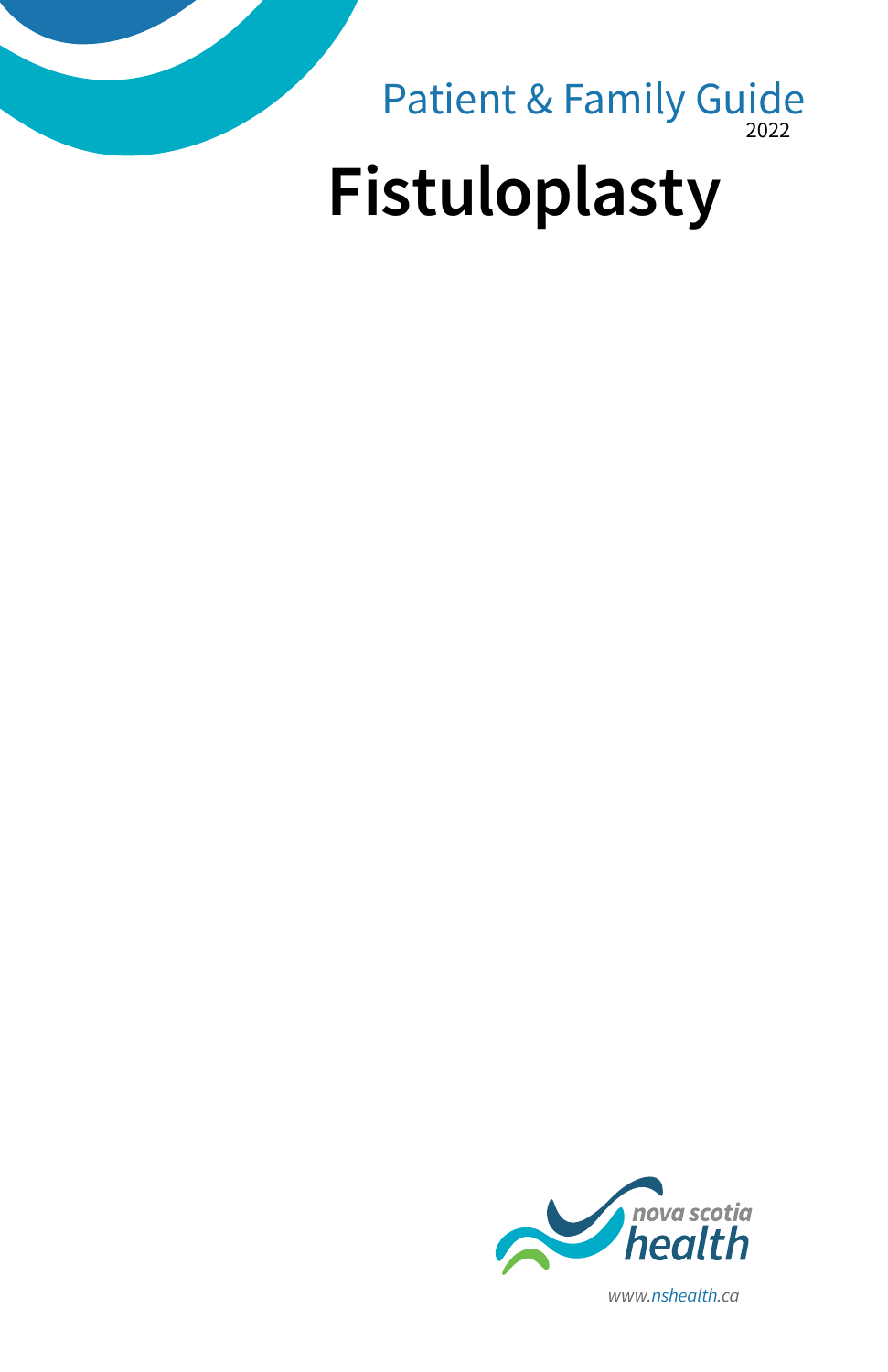Patient & Family Guide
2022

# Fistuloplasty

nova scotia health

www.nshealth.ca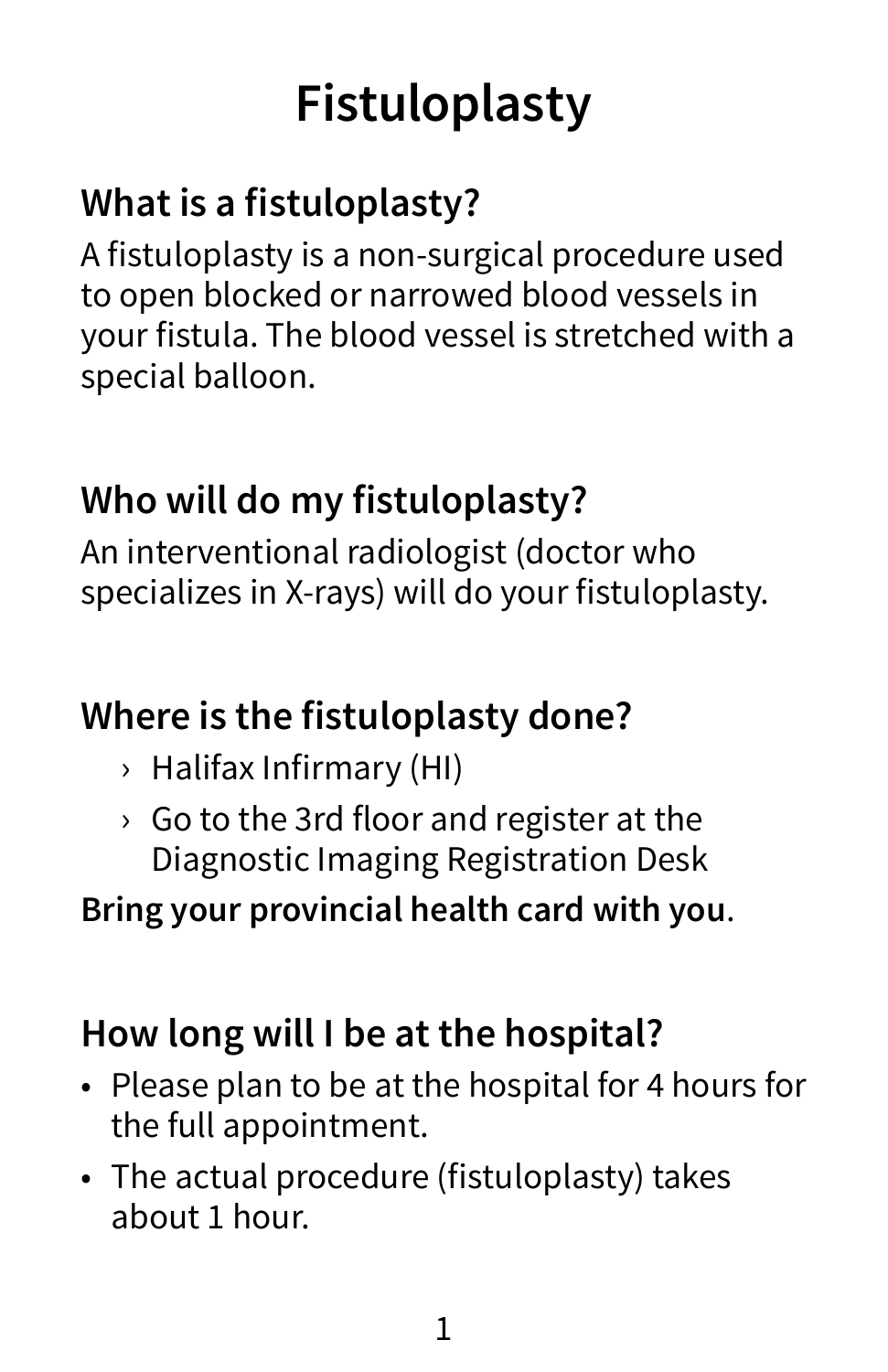# Fistuloplasty

## What is a fistuloplasty?

A fistuloplasty is a non-surgical procedure used to open blocked or narrowed blood vessels in your fistula. The blood vessel is stretched with a special balloon.

## Who will do my fistuloplasty?

An interventional radiologist (doctor who specializes in X-rays) will do your fistuloplasty.

## Where is the fistuloplasty done?

- Halifax Infirmary (HI)
- Go to the 3rd floor and register at the Diagnostic Imaging Registration Desk

**Bring your provincial health card with you**.

## How long will I be at the hospital?

- Please plan to be at the hospital for 4 hours for the full appointment.
- The actual procedure (fistuloplasty) takes about 1 hour.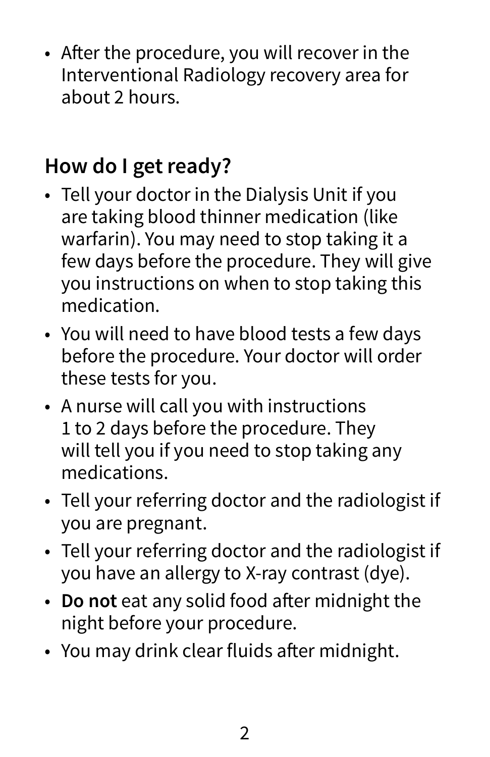- After the procedure, you will recover in the Interventional Radiology recovery area for about 2 hours.

## How do I get ready?

- Tell your doctor in the Dialysis Unit if you are taking blood thinner medication (like warfarin). You may need to stop taking it a few days before the procedure. They will give you instructions on when to stop taking this medication.
- You will need to have blood tests a few days before the procedure. Your doctor will order these tests for you.
- A nurse will call you with instructions 1 to 2 days before the procedure. They will tell you if you need to stop taking any medications.
- Tell your referring doctor and the radiologist if you are pregnant.
- Tell your referring doctor and the radiologist if you have an allergy to X-ray contrast (dye).
- **Do not** eat any solid food after midnight the night before your procedure.
- You may drink clear fluids after midnight.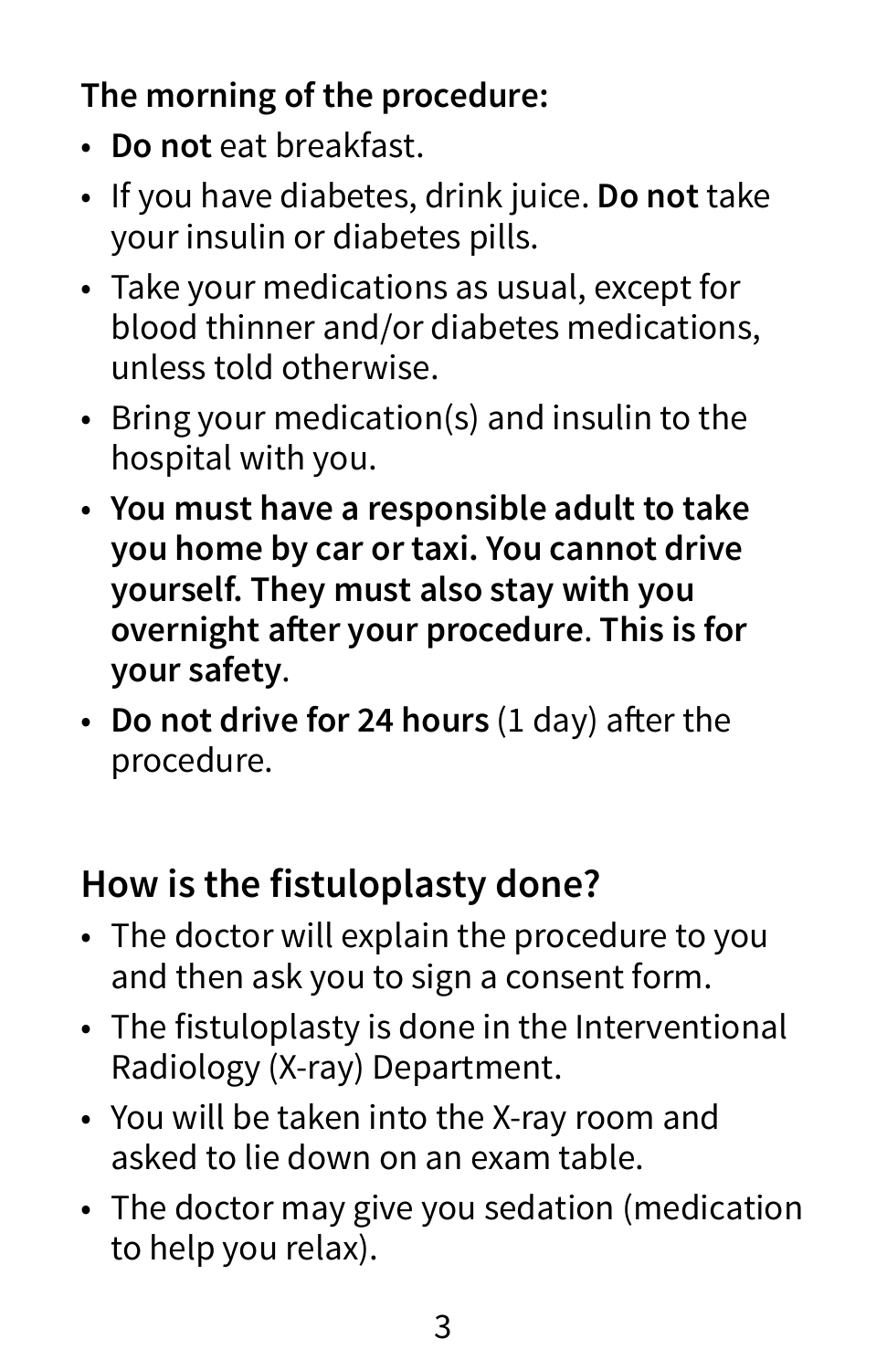**The morning of the procedure:**

- **Do not** eat breakfast.
- If you have diabetes, drink juice. **Do not** take your insulin or diabetes pills.
- Take your medications as usual, except for blood thinner and/or diabetes medications, unless told otherwise.
- Bring your medication(s) and insulin to the hospital with you.
- **You must have a responsible adult to take you home by car or taxi. You cannot drive yourself. They must also stay with you overnight after your procedure. This is for your safety.**
- **Do not drive for 24 hours** (1 day) after the procedure.

## How is the fistuloplasty done?

- The doctor will explain the procedure to you and then ask you to sign a consent form.
- The fistuloplasty is done in the Interventional Radiology (X-ray) Department.
- You will be taken into the X-ray room and asked to lie down on an exam table.
- The doctor may give you sedation (medication to help you relax).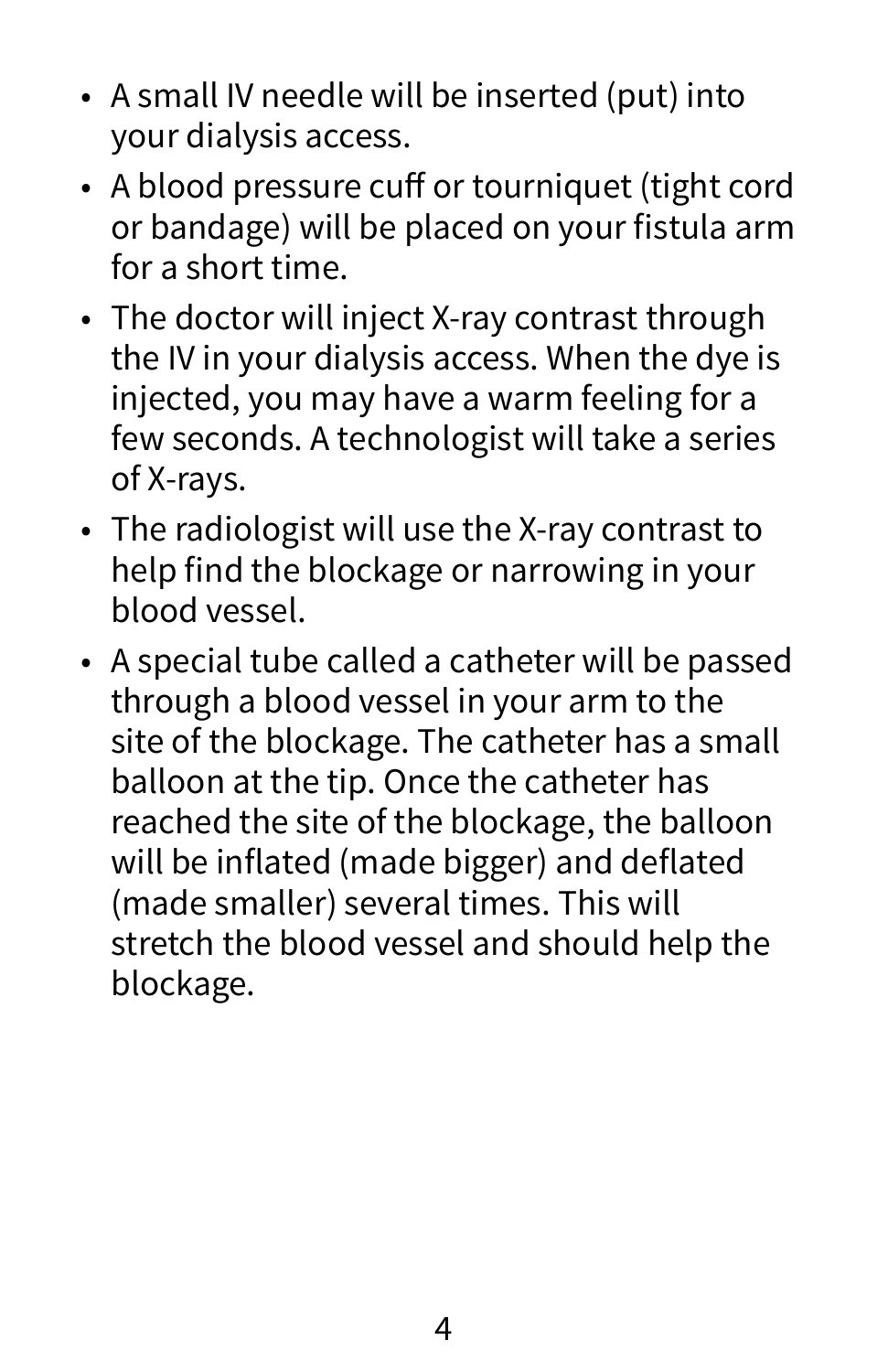- A small IV needle will be inserted (put) into your dialysis access.
- A blood pressure cuff or tourniquet (tight cord or bandage) will be placed on your fistula arm for a short time.
- The doctor will inject X-ray contrast through the IV in your dialysis access. When the dye is injected, you may have a warm feeling for a few seconds. A technologist will take a series of X-rays.
- The radiologist will use the X-ray contrast to help find the blockage or narrowing in your blood vessel.
- A special tube called a catheter will be passed through a blood vessel in your arm to the site of the blockage. The catheter has a small balloon at the tip. Once the catheter has reached the site of the blockage, the balloon will be inflated (made bigger) and deflated (made smaller) several times. This will stretch the blood vessel and should help the blockage.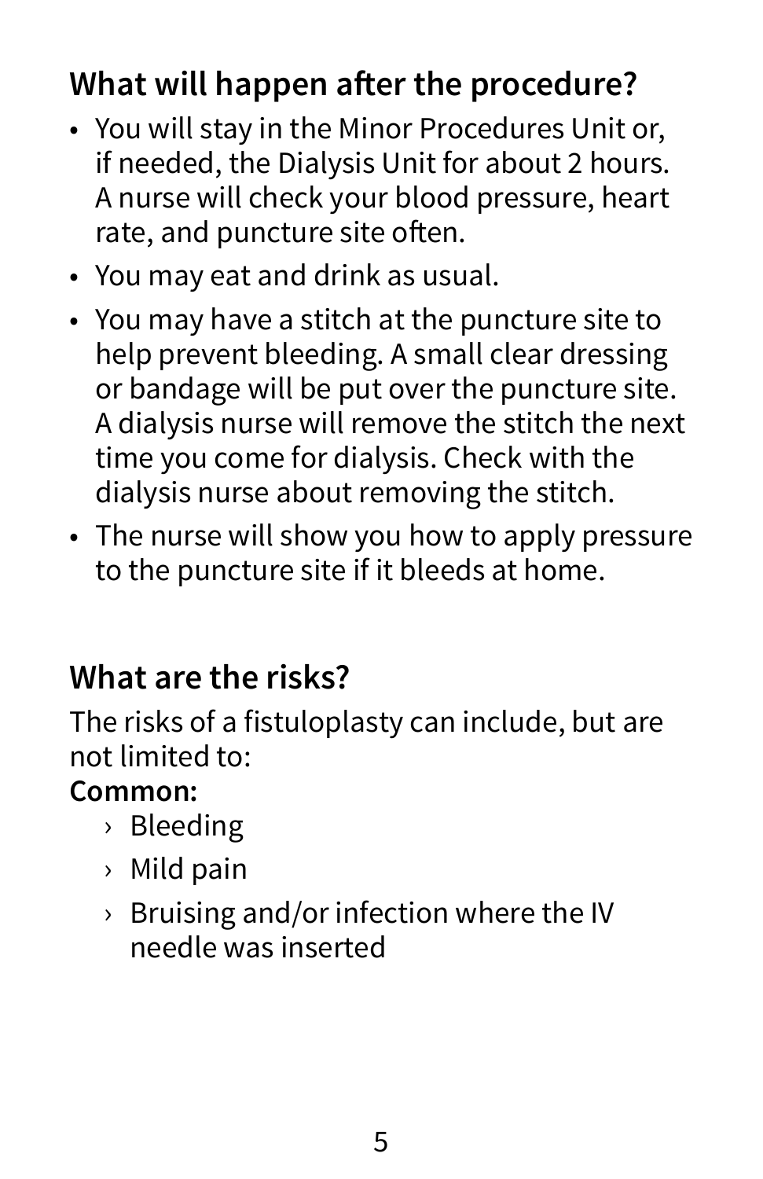## What will happen after the procedure?

- You will stay in the Minor Procedures Unit or, if needed, the Dialysis Unit for about 2 hours. A nurse will check your blood pressure, heart rate, and puncture site often.
- You may eat and drink as usual.
- You may have a stitch at the puncture site to help prevent bleeding. A small clear dressing or bandage will be put over the puncture site. A dialysis nurse will remove the stitch the next time you come for dialysis. Check with the dialysis nurse about removing the stitch.
- The nurse will show you how to apply pressure to the puncture site if it bleeds at home.

## What are the risks?

The risks of a fistuloplasty can include, but are not limited to:

**Common:**

- Bleeding
- Mild pain
- Bruising and/or infection where the IV needle was inserted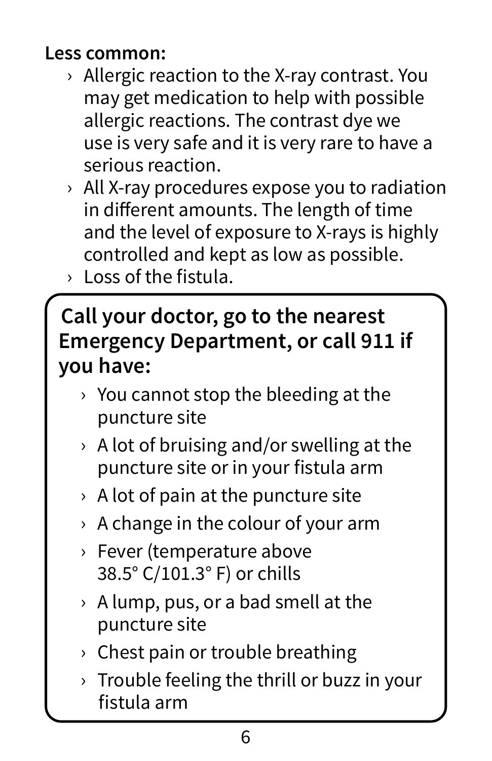**Less common:**

- Allergic reaction to the X-ray contrast. You may get medication to help with possible allergic reactions. The contrast dye we use is very safe and it is very rare to have a serious reaction.
- All X-ray procedures expose you to radiation in different amounts. The length of time and the level of exposure to X-rays is highly controlled and kept as low as possible.
- Loss of the fistula.

**Call your doctor, go to the nearest Emergency Department, or call 911 if you have:**

- You cannot stop the bleeding at the puncture site
- A lot of bruising and/or swelling at the puncture site or in your fistula arm
- A lot of pain at the puncture site
- A change in the colour of your arm
- Fever (temperature above 38.5° C/101.3° F) or chills
- A lump, pus, or a bad smell at the puncture site
- Chest pain or trouble breathing
- Trouble feeling the thrill or buzz in your fistula arm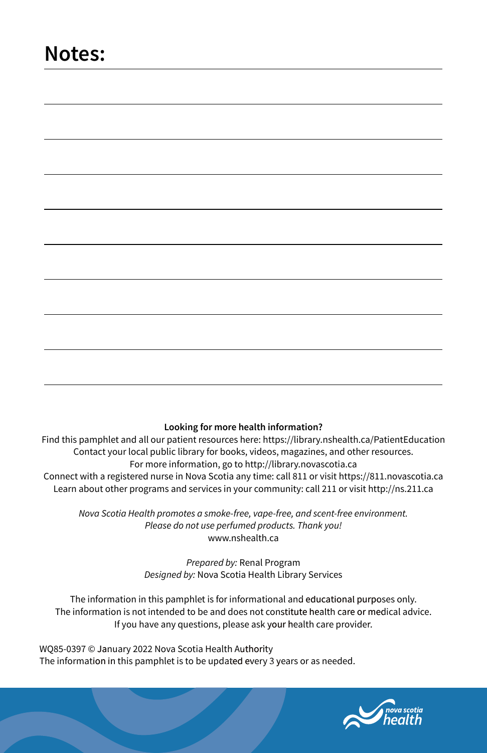# Notes:

**Looking for more health information?**

Find this pamphlet and all our patient resources here: https://library.nshealth.ca/PatientEducation
Contact your local public library for books, videos, magazines, and other resources.
For more information, go to http://library.novascotia.ca
Connect with a registered nurse in Nova Scotia any time: call 811 or visit https://811.novascotia.ca
Learn about other programs and services in your community: call 211 or visit http://ns.211.ca

*Nova Scotia Health promotes a smoke-free, vape-free, and scent-free environment.*
*Please do not use perfumed products. Thank you!*
www.nshealth.ca

*Prepared by:* Renal Program
*Designed by:* Nova Scotia Health Library Services

The information in this pamphlet is for informational and educational purposes only.
The information is not intended to be and does not constitute health care or medical advice.
If you have any questions, please ask your health care provider.

WQ85-0397 © January 2022 Nova Scotia Health Authority
The information in this pamphlet is to be updated every 3 years or as needed.